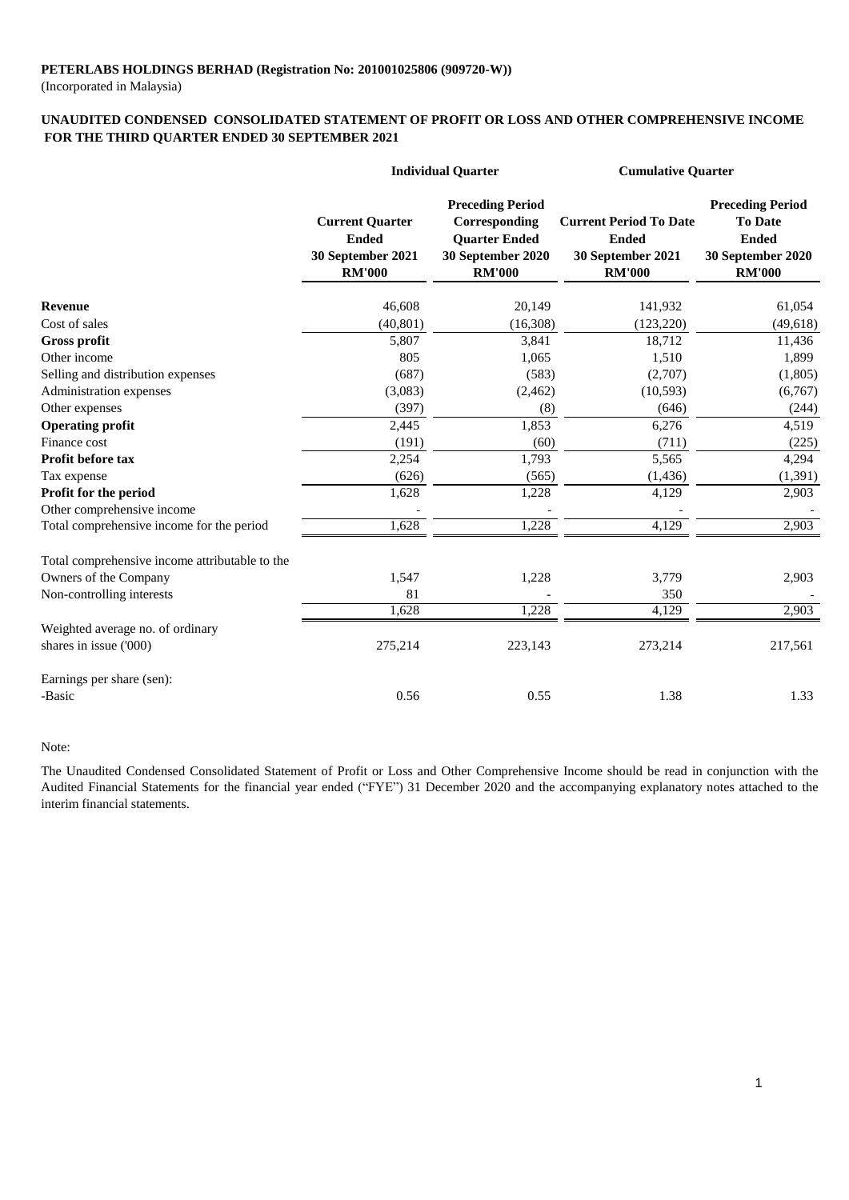**PETERLABS HOLDINGS BERHAD (Registration No: 201001025806 (909720-W))**
(Incorporated in Malaysia)

**UNAUDITED CONDENSED CONSOLIDATED STATEMENT OF PROFIT OR LOSS AND OTHER COMPREHENSIVE INCOME FOR THE THIRD QUARTER ENDED 30 SEPTEMBER 2021**

| | Individual Quarter | | Cumulative Quarter | |
|---|---|---|---|---|
| | Current Quarter Ended 30 September 2021 RM'000 | Preceding Period Corresponding Quarter Ended 30 September 2020 RM'000 | Current Period To Date Ended 30 September 2021 RM'000 | Preceding Period To Date Ended 30 September 2020 RM'000 |
| **Revenue** | 46,608 | 20,149 | 141,932 | 61,054 |
| Cost of sales | (40,801) | (16,308) | (123,220) | (49,618) |
| **Gross profit** | 5,807 | 3,841 | 18,712 | 11,436 |
| Other income | 805 | 1,065 | 1,510 | 1,899 |
| Selling and distribution expenses | (687) | (583) | (2,707) | (1,805) |
| Administration expenses | (3,083) | (2,462) | (10,593) | (6,767) |
| Other expenses | (397) | (8) | (646) | (244) |
| **Operating profit** | 2,445 | 1,853 | 6,276 | 4,519 |
| Finance cost | (191) | (60) | (711) | (225) |
| **Profit before tax** | 2,254 | 1,793 | 5,565 | 4,294 |
| Tax expense | (626) | (565) | (1,436) | (1,391) |
| **Profit for the period** | 1,628 | 1,228 | 4,129 | 2,903 |
| Other comprehensive income | - | - | - | - |
| Total comprehensive income for the period | 1,628 | 1,228 | 4,129 | 2,903 |
| | | | | |
| Total comprehensive income attributable to the | | | | |
| Owners of the Company | 1,547 | 1,228 | 3,779 | 2,903 |
| Non-controlling interests | 81 | - | 350 | - |
| | 1,628 | 1,228 | 4,129 | 2,903 |
| Weighted average no. of ordinary shares in issue ('000) | 275,214 | 223,143 | 273,214 | 217,561 |
| | | | | |
| Earnings per share (sen): | | | | |
| -Basic | 0.56 | 0.55 | 1.38 | 1.33 |

Note:

The Unaudited Condensed Consolidated Statement of Profit or Loss and Other Comprehensive Income should be read in conjunction with the Audited Financial Statements for the financial year ended ("FYE") 31 December 2020 and the accompanying explanatory notes attached to the interim financial statements.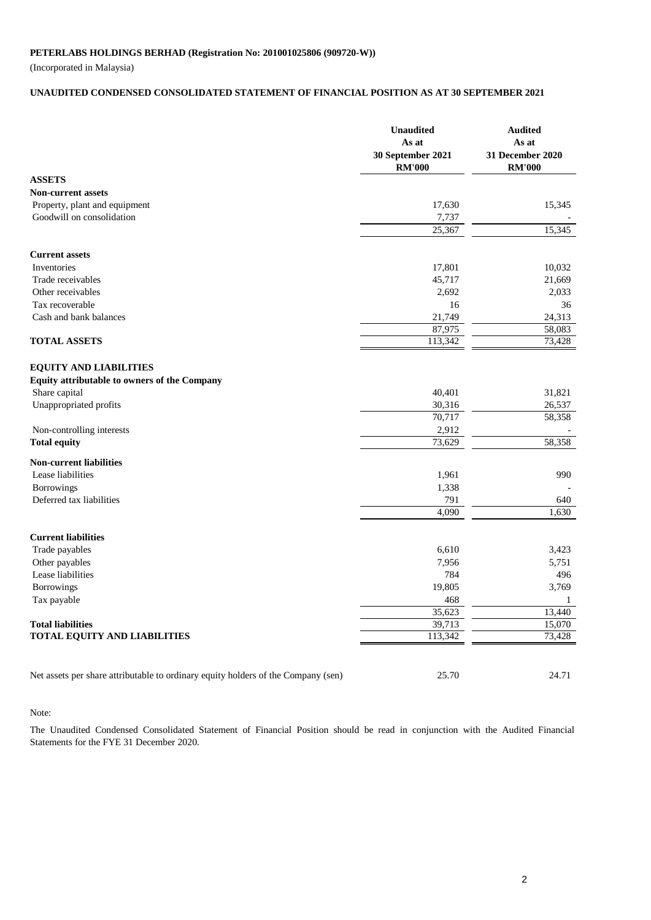**PETERLABS HOLDINGS BERHAD (Registration No: 201001025806 (909720-W))**

(Incorporated in Malaysia)

**UNAUDITED CONDENSED CONSOLIDATED STATEMENT OF FINANCIAL POSITION AS AT 30 SEPTEMBER 2021**

| | Unaudited As at 30 September 2021 RM'000 | Audited As at 31 December 2020 RM'000 |
|---|---|---|
| **ASSETS** | | |
| **Non-current assets** | | |
| Property, plant and equipment | 17,630 | 15,345 |
| Goodwill on consolidation | 7,737 | - |
| | 25,367 | 15,345 |
| **Current assets** | | |
| Inventories | 17,801 | 10,032 |
| Trade receivables | 45,717 | 21,669 |
| Other receivables | 2,692 | 2,033 |
| Tax recoverable | 16 | 36 |
| Cash and bank balances | 21,749 | 24,313 |
| | 87,975 | 58,083 |
| **TOTAL ASSETS** | 113,342 | 73,428 |
| **EQUITY AND LIABILITIES** | | |
| **Equity attributable to owners of the Company** | | |
| Share capital | 40,401 | 31,821 |
| Unappropriated profits | 30,316 | 26,537 |
| | 70,717 | 58,358 |
| Non-controlling interests | 2,912 | - |
| **Total equity** | 73,629 | 58,358 |
| **Non-current liabilities** | | |
| Lease liabilities | 1,961 | 990 |
| Borrowings | 1,338 | - |
| Deferred tax liabilities | 791 | 640 |
| | 4,090 | 1,630 |
| **Current liabilities** | | |
| Trade payables | 6,610 | 3,423 |
| Other payables | 7,956 | 5,751 |
| Lease liabilities | 784 | 496 |
| Borrowings | 19,805 | 3,769 |
| Tax payable | 468 | 1 |
| | 35,623 | 13,440 |
| **Total liabilities** | 39,713 | 15,070 |
| **TOTAL EQUITY AND LIABILITIES** | 113,342 | 73,428 |
| | | |
| Net assets per share attributable to ordinary equity holders of the Company (sen) | 25.70 | 24.71 |

Note:

The Unaudited Condensed Consolidated Statement of Financial Position should be read in conjunction with the Audited Financial Statements for the FYE 31 December 2020.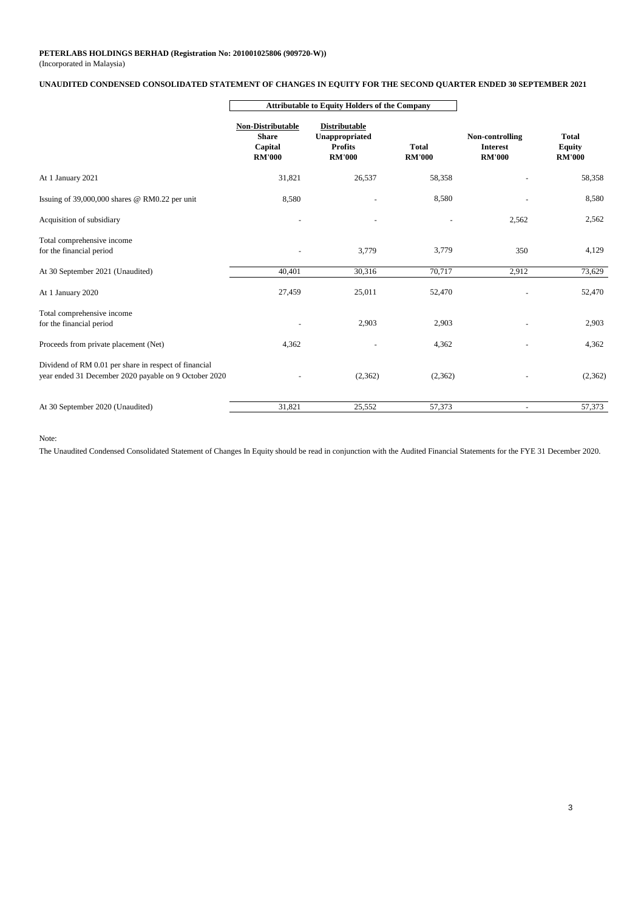**PETERLABS HOLDINGS BERHAD (Registration No: 201001025806 (909720-W))**
(Incorporated in Malaysia)

**UNAUDITED CONDENSED CONSOLIDATED STATEMENT OF CHANGES IN EQUITY FOR THE SECOND QUARTER ENDED 30 SEPTEMBER 2021**

| | Attributable to Equity Holders of the Company | | | | |
|---|---|---|---|---|---|
| | **Non-Distributable Share Capital RM'000** | **Distributable Unappropriated Profits RM'000** | **Total RM'000** | **Non-controlling Interest RM'000** | **Total Equity RM'000** |
| At 1 January 2021 | 31,821 | 26,537 | 58,358 | - | 58,358 |
| Issuing of 39,000,000 shares @ RM0.22 per unit | 8,580 | - | 8,580 | - | 8,580 |
| Acquisition of subsidiary | - | - | - | 2,562 | 2,562 |
| Total comprehensive income for the financial period | - | 3,779 | 3,779 | 350 | 4,129 |
| At 30 September 2021 (Unaudited) | 40,401 | 30,316 | 70,717 | 2,912 | 73,629 |
| At 1 January 2020 | 27,459 | 25,011 | 52,470 | - | 52,470 |
| Total comprehensive income for the financial period | - | 2,903 | 2,903 | - | 2,903 |
| Proceeds from private placement (Net) | 4,362 | - | 4,362 | - | 4,362 |
| Dividend of RM 0.01 per share in respect of financial year ended 31 December 2020 payable on 9 October 2020 | - | (2,362) | (2,362) | - | (2,362) |
| At 30 September 2020 (Unaudited) | 31,821 | 25,552 | 57,373 | - | 57,373 |

Note:

The Unaudited Condensed Consolidated Statement of Changes In Equity should be read in conjunction with the Audited Financial Statements for the FYE 31 December 2020.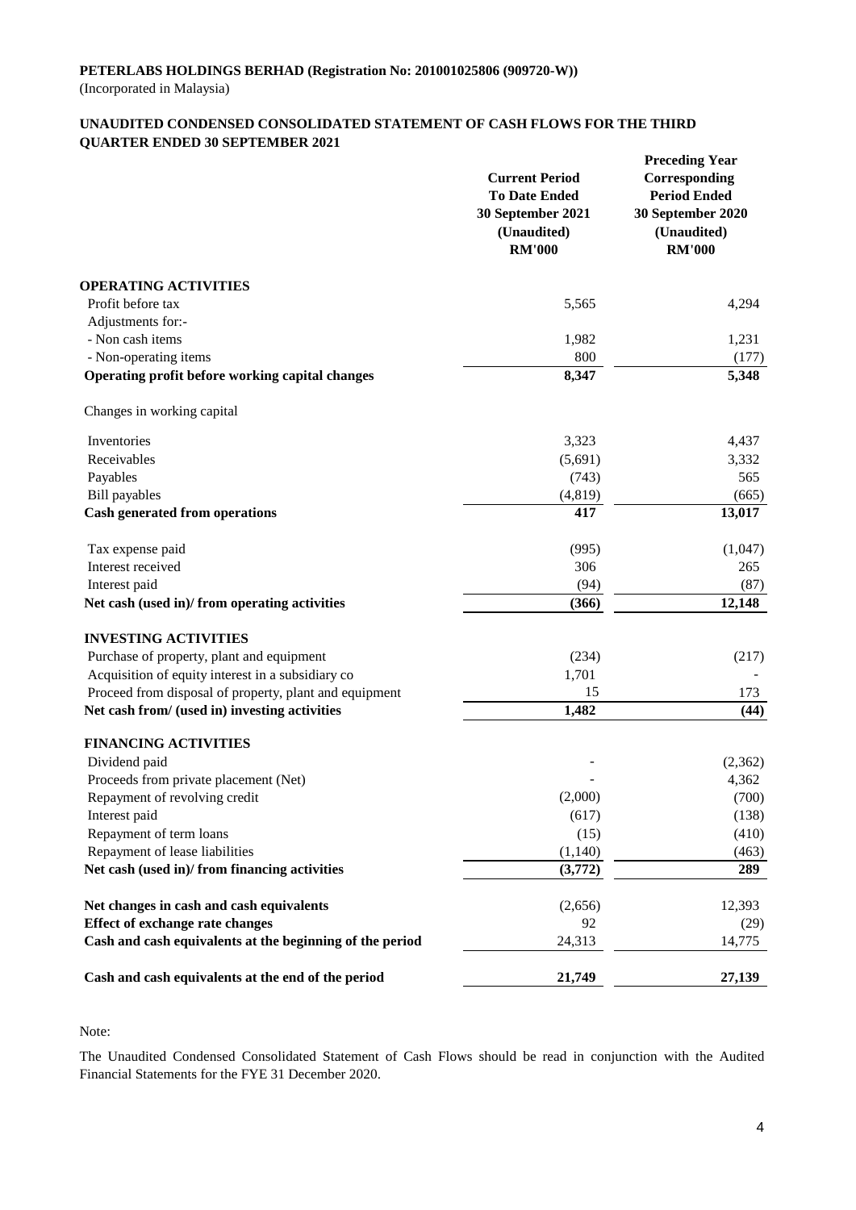**PETERLABS HOLDINGS BERHAD (Registration No: 201001025806 (909720-W))**
(Incorporated in Malaysia)

**UNAUDITED CONDENSED CONSOLIDATED STATEMENT OF CASH FLOWS FOR THE THIRD QUARTER ENDED 30 SEPTEMBER 2021**

| | Current Period To Date Ended 30 September 2021 (Unaudited) RM'000 | Preceding Year Corresponding Period Ended 30 September 2020 (Unaudited) RM'000 |
|---|---|---|
| **OPERATING ACTIVITIES** | | |
| Profit before tax | 5,565 | 4,294 |
| Adjustments for:- | | |
| - Non cash items | 1,982 | 1,231 |
| - Non-operating items | 800 | (177) |
| **Operating profit before working capital changes** | **8,347** | **5,348** |
| Changes in working capital | | |
| Inventories | 3,323 | 4,437 |
| Receivables | (5,691) | 3,332 |
| Payables | (743) | 565 |
| Bill payables | (4,819) | (665) |
| **Cash generated from operations** | **417** | **13,017** |
| Tax expense paid | (995) | (1,047) |
| Interest received | 306 | 265 |
| Interest paid | (94) | (87) |
| **Net cash (used in)/ from operating activities** | **(366)** | **12,148** |
| **INVESTING ACTIVITIES** | | |
| Purchase of property, plant and equipment | (234) | (217) |
| Acquisition of equity interest in a subsidiary co | 1,701 | - |
| Proceed from disposal of property, plant and equipment | 15 | 173 |
| **Net cash from/ (used in) investing activities** | **1,482** | **(44)** |
| **FINANCING ACTIVITIES** | | |
| Dividend paid | - | (2,362) |
| Proceeds from private placement (Net) | - | 4,362 |
| Repayment of revolving credit | (2,000) | (700) |
| Interest paid | (617) | (138) |
| Repayment of term loans | (15) | (410) |
| Repayment of lease liabilities | (1,140) | (463) |
| **Net cash (used in)/ from financing activities** | **(3,772)** | **289** |
| **Net changes in cash and cash equivalents** | (2,656) | 12,393 |
| **Effect of exchange rate changes** | 92 | (29) |
| **Cash and cash equivalents at the beginning of the period** | 24,313 | 14,775 |
| **Cash and cash equivalents at the end of the period** | **21,749** | **27,139** |

Note:

The Unaudited Condensed Consolidated Statement of Cash Flows should be read in conjunction with the Audited Financial Statements for the FYE 31 December 2020.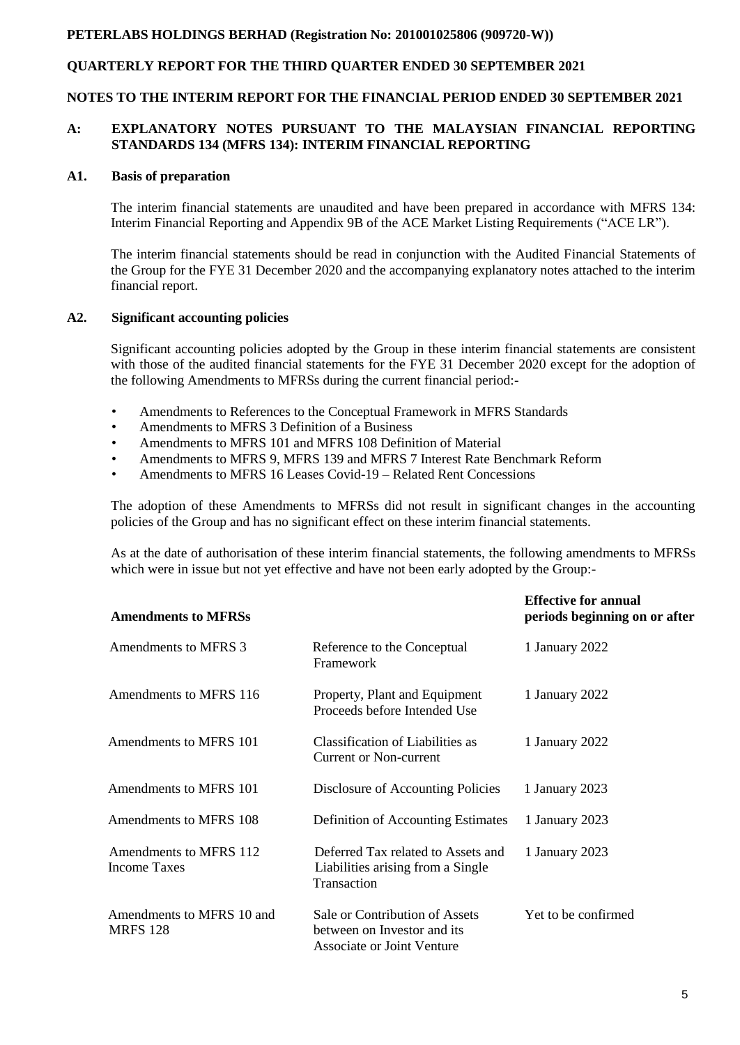**PETERLABS HOLDINGS BERHAD (Registration No: 201001025806 (909720-W))**

**QUARTERLY REPORT FOR THE THIRD QUARTER ENDED 30 SEPTEMBER 2021**

**NOTES TO THE INTERIM REPORT FOR THE FINANCIAL PERIOD ENDED 30 SEPTEMBER 2021**

## A: EXPLANATORY NOTES PURSUANT TO THE MALAYSIAN FINANCIAL REPORTING STANDARDS 134 (MFRS 134): INTERIM FINANCIAL REPORTING

### A1. Basis of preparation

The interim financial statements are unaudited and have been prepared in accordance with MFRS 134: Interim Financial Reporting and Appendix 9B of the ACE Market Listing Requirements ("ACE LR").

The interim financial statements should be read in conjunction with the Audited Financial Statements of the Group for the FYE 31 December 2020 and the accompanying explanatory notes attached to the interim financial report.

### A2. Significant accounting policies

Significant accounting policies adopted by the Group in these interim financial statements are consistent with those of the audited financial statements for the FYE 31 December 2020 except for the adoption of the following Amendments to MFRSs during the current financial period:-

- Amendments to References to the Conceptual Framework in MFRS Standards
- Amendments to MFRS 3 Definition of a Business
- Amendments to MFRS 101 and MFRS 108 Definition of Material
- Amendments to MFRS 9, MFRS 139 and MFRS 7 Interest Rate Benchmark Reform
- Amendments to MFRS 16 Leases Covid-19 – Related Rent Concessions

The adoption of these Amendments to MFRSs did not result in significant changes in the accounting policies of the Group and has no significant effect on these interim financial statements.

As at the date of authorisation of these interim financial statements, the following amendments to MFRSs which were in issue but not yet effective and have not been early adopted by the Group:-

| Amendments to MFRSs | | Effective for annual periods beginning on or after |
|---|---|---|
| Amendments to MFRS 3 | Reference to the Conceptual Framework | 1 January 2022 |
| Amendments to MFRS 116 | Property, Plant and Equipment Proceeds before Intended Use | 1 January 2022 |
| Amendments to MFRS 101 | Classification of Liabilities as Current or Non-current | 1 January 2022 |
| Amendments to MFRS 101 | Disclosure of Accounting Policies | 1 January 2023 |
| Amendments to MFRS 108 | Definition of Accounting Estimates | 1 January 2023 |
| Amendments to MFRS 112 Income Taxes | Deferred Tax related to Assets and Liabilities arising from a Single Transaction | 1 January 2023 |
| Amendments to MFRS 10 and MFRS 128 | Sale or Contribution of Assets between on Investor and its Associate or Joint Venture | Yet to be confirmed |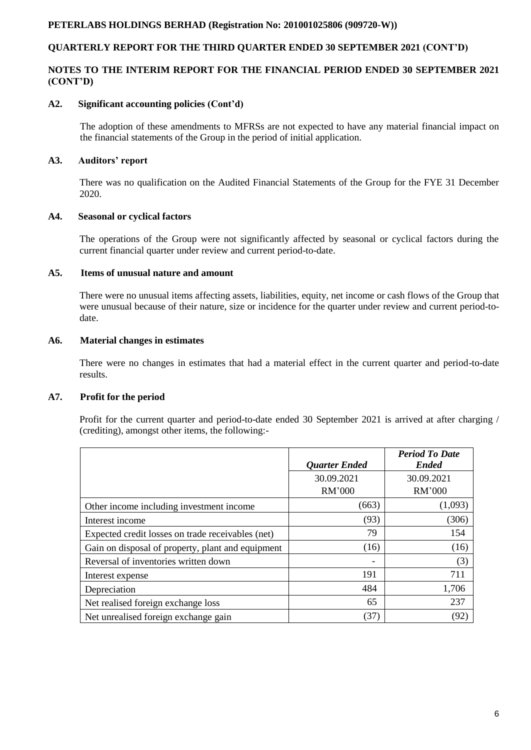### A2. Significant accounting policies (Cont'd)

The adoption of these amendments to MFRSs are not expected to have any material financial impact on the financial statements of the Group in the period of initial application.

### A3. Auditors' report

There was no qualification on the Audited Financial Statements of the Group for the FYE 31 December 2020.

### A4. Seasonal or cyclical factors

The operations of the Group were not significantly affected by seasonal or cyclical factors during the current financial quarter under review and current period-to-date.

### A5. Items of unusual nature and amount

There were no unusual items affecting assets, liabilities, equity, net income or cash flows of the Group that were unusual because of their nature, size or incidence for the quarter under review and current period-to-date.

### A6. Material changes in estimates

There were no changes in estimates that had a material effect in the current quarter and period-to-date results.

### A7. Profit for the period

Profit for the current quarter and period-to-date ended 30 September 2021 is arrived at after charging / (crediting), amongst other items, the following:-

| | *Quarter Ended* | *Period To Date Ended* |
|---|---|---|
| | 30.09.2021<br>RM'000 | 30.09.2021<br>RM'000 |
| Other income including investment income | (663) | (1,093) |
| Interest income | (93) | (306) |
| Expected credit losses on trade receivables (net) | 79 | 154 |
| Gain on disposal of property, plant and equipment | (16) | (16) |
| Reversal of inventories written down | - | (3) |
| Interest expense | 191 | 711 |
| Depreciation | 484 | 1,706 |
| Net realised foreign exchange loss | 65 | 237 |
| Net unrealised foreign exchange gain | (37) | (92) |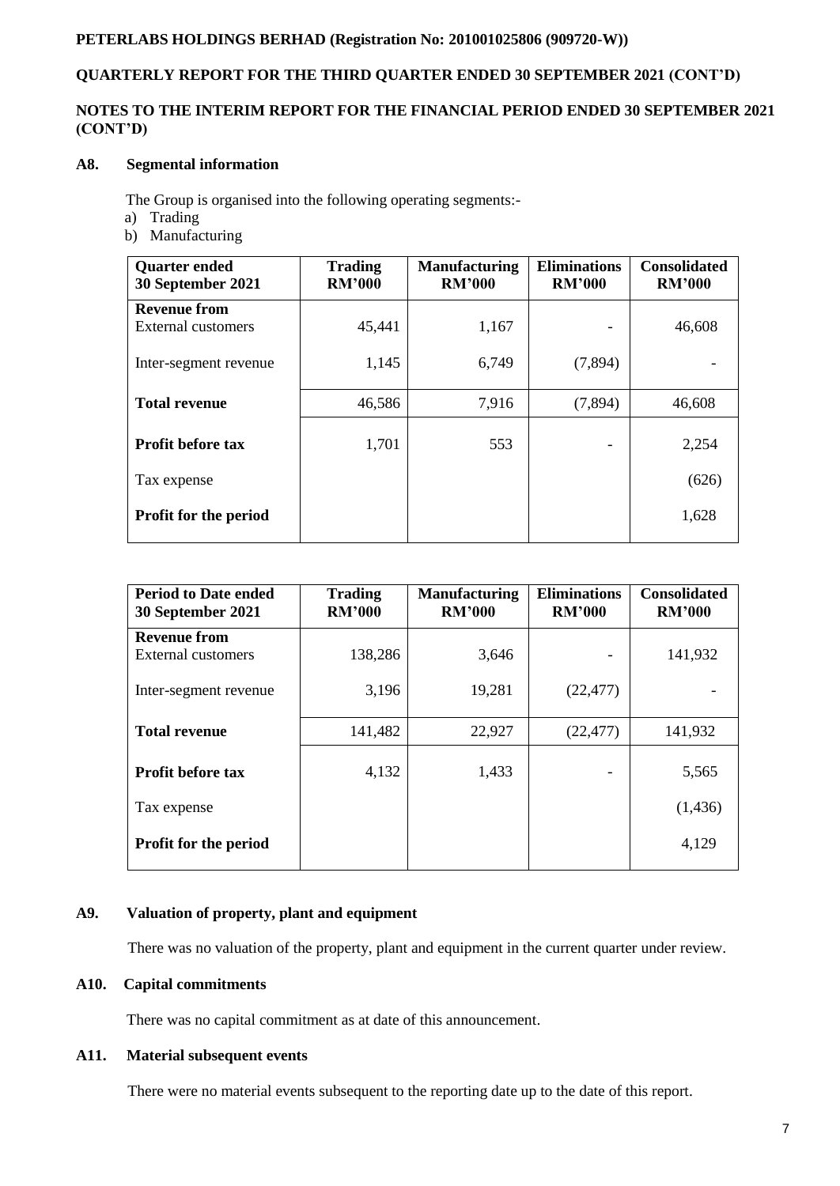**PETERLABS HOLDINGS BERHAD (Registration No: 201001025806 (909720-W))**

**QUARTERLY REPORT FOR THE THIRD QUARTER ENDED 30 SEPTEMBER 2021 (CONT'D)**

**NOTES TO THE INTERIM REPORT FOR THE FINANCIAL PERIOD ENDED 30 SEPTEMBER 2021 (CONT'D)**

## A8. Segmental information

The Group is organised into the following operating segments:-

a) Trading
b) Manufacturing

| Quarter ended 30 September 2021 | Trading RM'000 | Manufacturing RM'000 | Eliminations RM'000 | Consolidated RM'000 |
|---|---|---|---|---|
| **Revenue from** External customers | 45,441 | 1,167 | - | 46,608 |
| Inter-segment revenue | 1,145 | 6,749 | (7,894) | - |
| **Total revenue** | 46,586 | 7,916 | (7,894) | 46,608 |
| **Profit before tax** | 1,701 | 553 | - | 2,254 |
| Tax expense | | | | (626) |
| **Profit for the period** | | | | 1,628 |

| Period to Date ended 30 September 2021 | Trading RM'000 | Manufacturing RM'000 | Eliminations RM'000 | Consolidated RM'000 |
|---|---|---|---|---|
| **Revenue from** External customers | 138,286 | 3,646 | - | 141,932 |
| Inter-segment revenue | 3,196 | 19,281 | (22,477) | - |
| **Total revenue** | 141,482 | 22,927 | (22,477) | 141,932 |
| **Profit before tax** | 4,132 | 1,433 | - | 5,565 |
| Tax expense | | | | (1,436) |
| **Profit for the period** | | | | 4,129 |

## A9. Valuation of property, plant and equipment

There was no valuation of the property, plant and equipment in the current quarter under review.

## A10. Capital commitments

There was no capital commitment as at date of this announcement.

## A11. Material subsequent events

There were no material events subsequent to the reporting date up to the date of this report.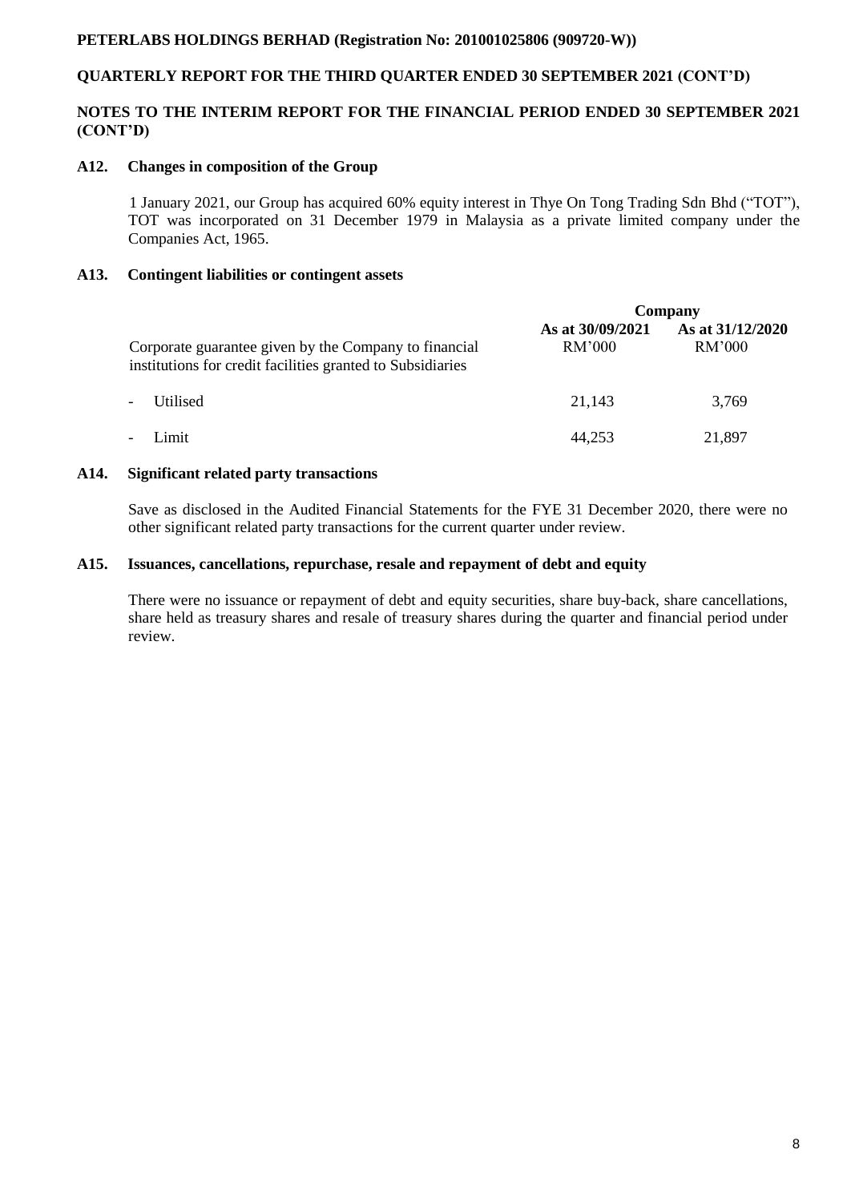## A12. Changes in composition of the Group

1 January 2021, our Group has acquired 60% equity interest in Thye On Tong Trading Sdn Bhd ("TOT"), TOT was incorporated on 31 December 1979 in Malaysia as a private limited company under the Companies Act, 1965.

## A13. Contingent liabilities or contingent assets

| | Company | |
|---|---|---|
| | **As at 30/09/2021** | **As at 31/12/2020** |
| Corporate guarantee given by the Company to financial institutions for credit facilities granted to Subsidiaries | RM'000 | RM'000 |
| - Utilised | 21,143 | 3,769 |
| - Limit | 44,253 | 21,897 |

## A14. Significant related party transactions

Save as disclosed in the Audited Financial Statements for the FYE 31 December 2020, there were no other significant related party transactions for the current quarter under review.

## A15. Issuances, cancellations, repurchase, resale and repayment of debt and equity

There were no issuance or repayment of debt and equity securities, share buy-back, share cancellations, share held as treasury shares and resale of treasury shares during the quarter and financial period under review.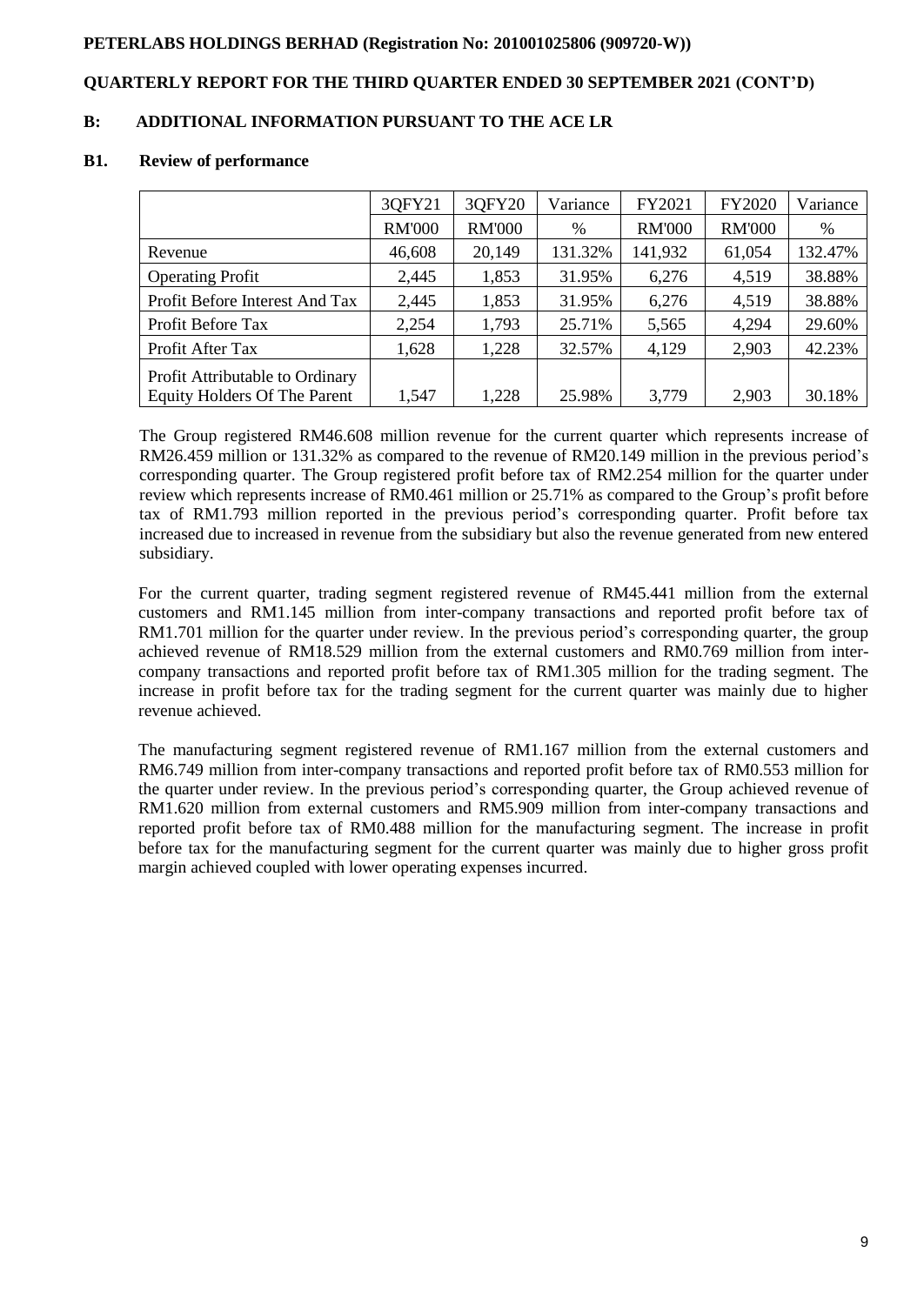**PETERLABS HOLDINGS BERHAD (Registration No: 201001025806 (909720-W))**

**QUARTERLY REPORT FOR THE THIRD QUARTER ENDED 30 SEPTEMBER 2021 (CONT'D)**

## B: ADDITIONAL INFORMATION PURSUANT TO THE ACE LR

### B1. Review of performance

| | 3QFY21 | 3QFY20 | Variance | FY2021 | FY2020 | Variance |
|---|---|---|---|---|---|---|
| | RM'000 | RM'000 | % | RM'000 | RM'000 | % |
| Revenue | 46,608 | 20,149 | 131.32% | 141,932 | 61,054 | 132.47% |
| Operating Profit | 2,445 | 1,853 | 31.95% | 6,276 | 4,519 | 38.88% |
| Profit Before Interest And Tax | 2,445 | 1,853 | 31.95% | 6,276 | 4,519 | 38.88% |
| Profit Before Tax | 2,254 | 1,793 | 25.71% | 5,565 | 4,294 | 29.60% |
| Profit After Tax | 1,628 | 1,228 | 32.57% | 4,129 | 2,903 | 42.23% |
| Profit Attributable to Ordinary Equity Holders Of The Parent | 1,547 | 1,228 | 25.98% | 3,779 | 2,903 | 30.18% |

The Group registered RM46.608 million revenue for the current quarter which represents increase of RM26.459 million or 131.32% as compared to the revenue of RM20.149 million in the previous period's corresponding quarter. The Group registered profit before tax of RM2.254 million for the quarter under review which represents increase of RM0.461 million or 25.71% as compared to the Group's profit before tax of RM1.793 million reported in the previous period's corresponding quarter. Profit before tax increased due to increased in revenue from the subsidiary but also the revenue generated from new entered subsidiary.

For the current quarter, trading segment registered revenue of RM45.441 million from the external customers and RM1.145 million from inter-company transactions and reported profit before tax of RM1.701 million for the quarter under review. In the previous period's corresponding quarter, the group achieved revenue of RM18.529 million from the external customers and RM0.769 million from inter-company transactions and reported profit before tax of RM1.305 million for the trading segment. The increase in profit before tax for the trading segment for the current quarter was mainly due to higher revenue achieved.

The manufacturing segment registered revenue of RM1.167 million from the external customers and RM6.749 million from inter-company transactions and reported profit before tax of RM0.553 million for the quarter under review. In the previous period's corresponding quarter, the Group achieved revenue of RM1.620 million from external customers and RM5.909 million from inter-company transactions and reported profit before tax of RM0.488 million for the manufacturing segment. The increase in profit before tax for the manufacturing segment for the current quarter was mainly due to higher gross profit margin achieved coupled with lower operating expenses incurred.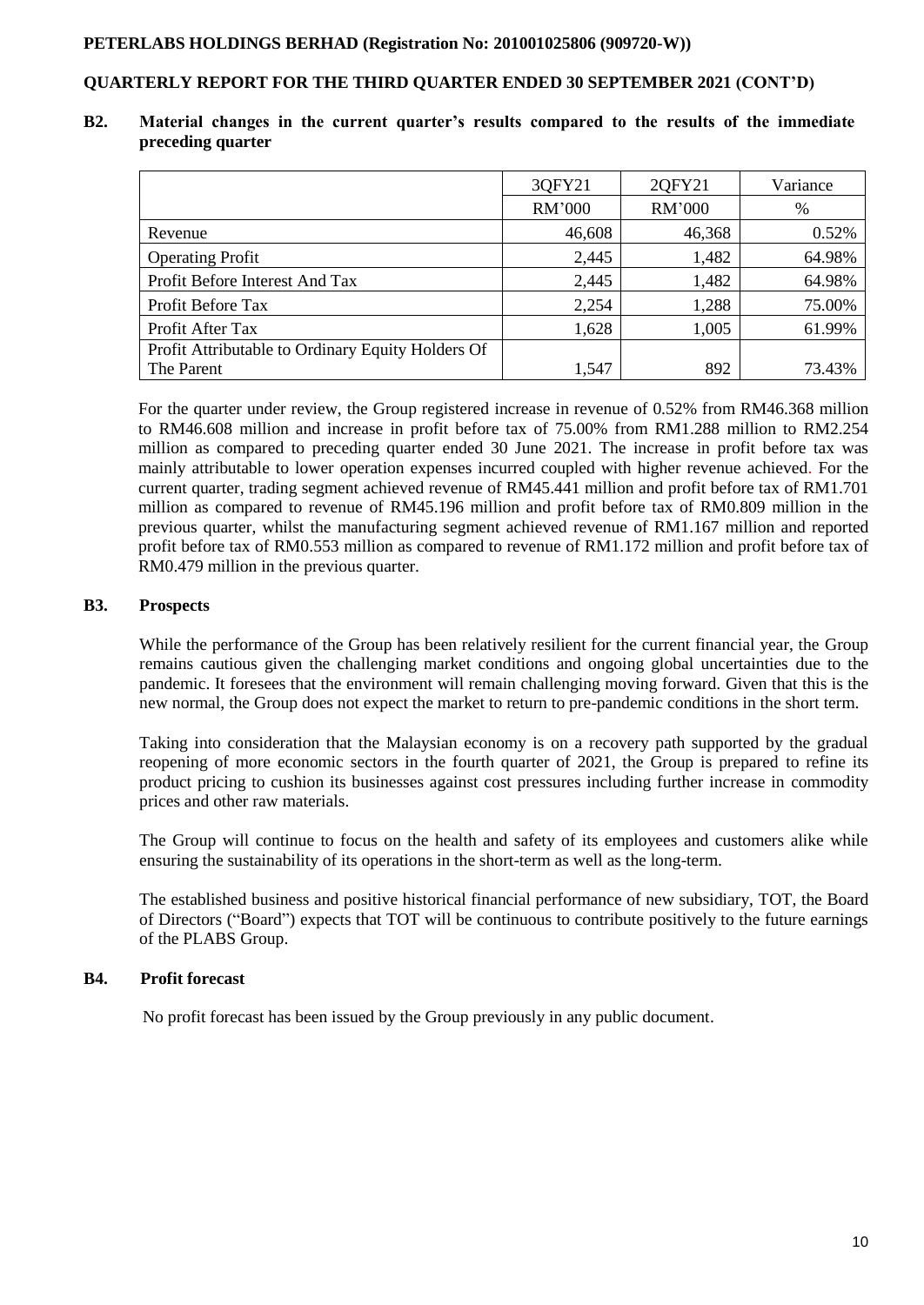**B2. Material changes in the current quarter's results compared to the results of the immediate preceding quarter**

| | 3QFY21 | 2QFY21 | Variance |
|---|---|---|---|
| | RM'000 | RM'000 | % |
| Revenue | 46,608 | 46,368 | 0.52% |
| Operating Profit | 2,445 | 1,482 | 64.98% |
| Profit Before Interest And Tax | 2,445 | 1,482 | 64.98% |
| Profit Before Tax | 2,254 | 1,288 | 75.00% |
| Profit After Tax | 1,628 | 1,005 | 61.99% |
| Profit Attributable to Ordinary Equity Holders Of The Parent | 1,547 | 892 | 73.43% |

For the quarter under review, the Group registered increase in revenue of 0.52% from RM46.368 million to RM46.608 million and increase in profit before tax of 75.00% from RM1.288 million to RM2.254 million as compared to preceding quarter ended 30 June 2021. The increase in profit before tax was mainly attributable to lower operation expenses incurred coupled with higher revenue achieved. For the current quarter, trading segment achieved revenue of RM45.441 million and profit before tax of RM1.701 million as compared to revenue of RM45.196 million and profit before tax of RM0.809 million in the previous quarter, whilst the manufacturing segment achieved revenue of RM1.167 million and reported profit before tax of RM0.553 million as compared to revenue of RM1.172 million and profit before tax of RM0.479 million in the previous quarter.

**B3. Prospects**

While the performance of the Group has been relatively resilient for the current financial year, the Group remains cautious given the challenging market conditions and ongoing global uncertainties due to the pandemic. It foresees that the environment will remain challenging moving forward. Given that this is the new normal, the Group does not expect the market to return to pre-pandemic conditions in the short term.

Taking into consideration that the Malaysian economy is on a recovery path supported by the gradual reopening of more economic sectors in the fourth quarter of 2021, the Group is prepared to refine its product pricing to cushion its businesses against cost pressures including further increase in commodity prices and other raw materials.

The Group will continue to focus on the health and safety of its employees and customers alike while ensuring the sustainability of its operations in the short-term as well as the long-term.

The established business and positive historical financial performance of new subsidiary, TOT, the Board of Directors ("Board") expects that TOT will be continuous to contribute positively to the future earnings of the PLABS Group.

**B4. Profit forecast**

No profit forecast has been issued by the Group previously in any public document.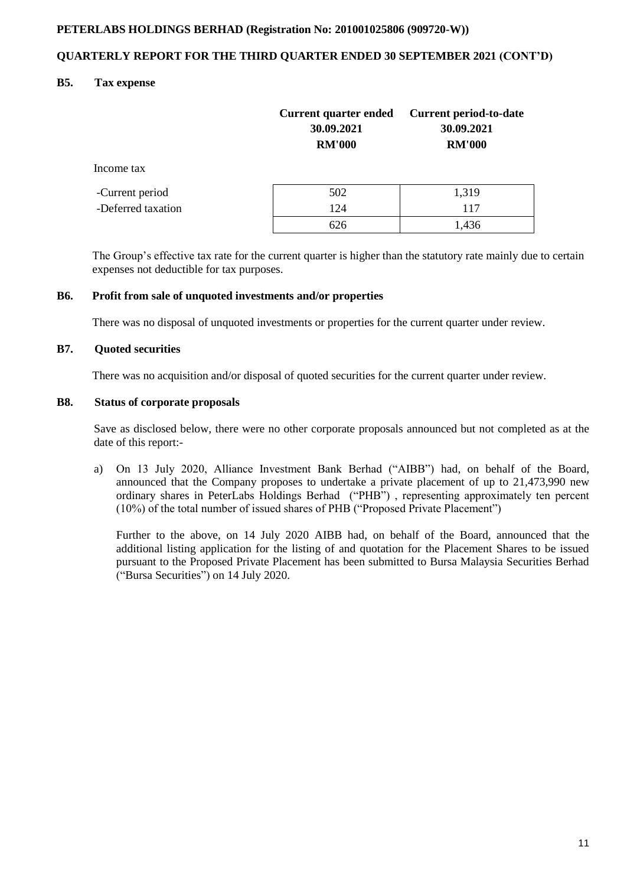**PETERLABS HOLDINGS BERHAD (Registration No: 201001025806 (909720-W))**

**QUARTERLY REPORT FOR THE THIRD QUARTER ENDED 30 SEPTEMBER 2021 (CONT'D)**

## B5. Tax expense

| | Current quarter ended 30.09.2021 RM'000 | Current period-to-date 30.09.2021 RM'000 |
|---|---|---|
| Income tax | | |
| -Current period | 502 | 1,319 |
| -Deferred taxation | 124 | 117 |
| | 626 | 1,436 |

The Group's effective tax rate for the current quarter is higher than the statutory rate mainly due to certain expenses not deductible for tax purposes.

## B6. Profit from sale of unquoted investments and/or properties

There was no disposal of unquoted investments or properties for the current quarter under review.

## B7. Quoted securities

There was no acquisition and/or disposal of quoted securities for the current quarter under review.

## B8. Status of corporate proposals

Save as disclosed below, there were no other corporate proposals announced but not completed as at the date of this report:-

a) On 13 July 2020, Alliance Investment Bank Berhad ("AIBB") had, on behalf of the Board, announced that the Company proposes to undertake a private placement of up to 21,473,990 new ordinary shares in PeterLabs Holdings Berhad ("PHB") , representing approximately ten percent (10%) of the total number of issued shares of PHB ("Proposed Private Placement")

Further to the above, on 14 July 2020 AIBB had, on behalf of the Board, announced that the additional listing application for the listing of and quotation for the Placement Shares to be issued pursuant to the Proposed Private Placement has been submitted to Bursa Malaysia Securities Berhad ("Bursa Securities") on 14 July 2020.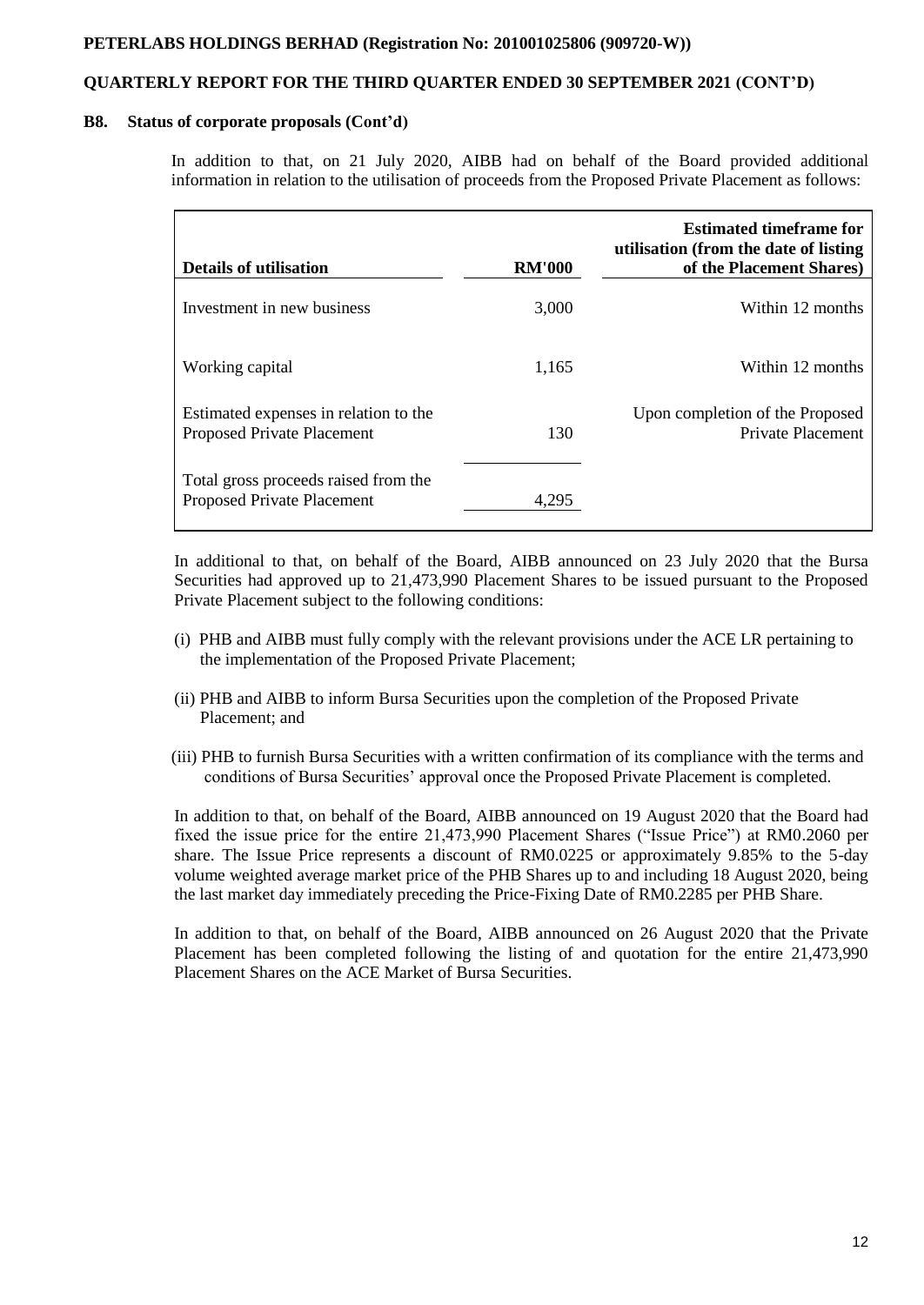## B8. Status of corporate proposals (Cont'd)

In addition to that, on 21 July 2020, AIBB had on behalf of the Board provided additional information in relation to the utilisation of proceeds from the Proposed Private Placement as follows:

| Details of utilisation | RM'000 | Estimated timeframe for utilisation (from the date of listing of the Placement Shares) |
|---|---|---|
| Investment in new business | 3,000 | Within 12 months |
| Working capital | 1,165 | Within 12 months |
| Estimated expenses in relation to the Proposed Private Placement | 130 | Upon completion of the Proposed Private Placement |
| Total gross proceeds raised from the Proposed Private Placement | 4,295 | |

In additional to that, on behalf of the Board, AIBB announced on 23 July 2020 that the Bursa Securities had approved up to 21,473,990 Placement Shares to be issued pursuant to the Proposed Private Placement subject to the following conditions:

(i) PHB and AIBB must fully comply with the relevant provisions under the ACE LR pertaining to the implementation of the Proposed Private Placement;

(ii) PHB and AIBB to inform Bursa Securities upon the completion of the Proposed Private Placement; and

(iii) PHB to furnish Bursa Securities with a written confirmation of its compliance with the terms and conditions of Bursa Securities' approval once the Proposed Private Placement is completed.

In addition to that, on behalf of the Board, AIBB announced on 19 August 2020 that the Board had fixed the issue price for the entire 21,473,990 Placement Shares ("Issue Price") at RM0.2060 per share. The Issue Price represents a discount of RM0.0225 or approximately 9.85% to the 5-day volume weighted average market price of the PHB Shares up to and including 18 August 2020, being the last market day immediately preceding the Price-Fixing Date of RM0.2285 per PHB Share.

In addition to that, on behalf of the Board, AIBB announced on 26 August 2020 that the Private Placement has been completed following the listing of and quotation for the entire 21,473,990 Placement Shares on the ACE Market of Bursa Securities.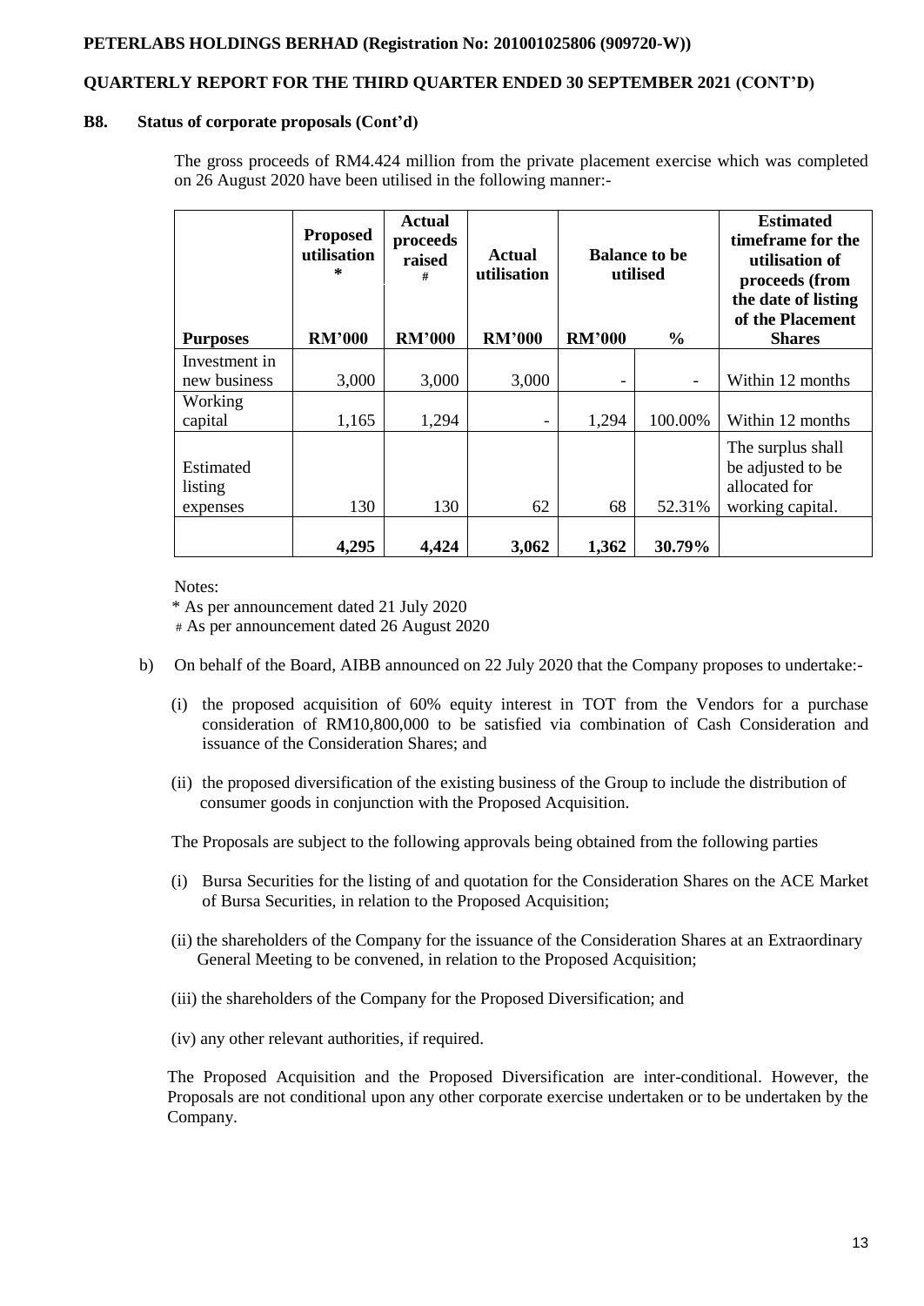**B8. Status of corporate proposals (Cont'd)**

The gross proceeds of RM4.424 million from the private placement exercise which was completed on 26 August 2020 have been utilised in the following manner:-

| Purposes | Proposed utilisation * | Actual proceeds raised # | Actual utilisation | Balance to be utilised | | Estimated timeframe for the utilisation of proceeds (from the date of listing of the Placement Shares |
|---|---|---|---|---|---|---|
| | RM'000 | RM'000 | RM'000 | RM'000 | % | |
| Investment in new business | 3,000 | 3,000 | 3,000 | - | - | Within 12 months |
| Working capital | 1,165 | 1,294 | - | 1,294 | 100.00% | Within 12 months |
| Estimated listing expenses | 130 | 130 | 62 | 68 | 52.31% | The surplus shall be adjusted to be allocated for working capital. |
| | **4,295** | **4,424** | **3,062** | **1,362** | **30.79%** | |

Notes:

\* As per announcement dated 21 July 2020

\# As per announcement dated 26 August 2020

b) On behalf of the Board, AIBB announced on 22 July 2020 that the Company proposes to undertake:-

   (i) the proposed acquisition of 60% equity interest in TOT from the Vendors for a purchase consideration of RM10,800,000 to be satisfied via combination of Cash Consideration and issuance of the Consideration Shares; and

   (ii) the proposed diversification of the existing business of the Group to include the distribution of consumer goods in conjunction with the Proposed Acquisition.

   The Proposals are subject to the following approvals being obtained from the following parties

   (i) Bursa Securities for the listing of and quotation for the Consideration Shares on the ACE Market of Bursa Securities, in relation to the Proposed Acquisition;

   (ii) the shareholders of the Company for the issuance of the Consideration Shares at an Extraordinary General Meeting to be convened, in relation to the Proposed Acquisition;

   (iii) the shareholders of the Company for the Proposed Diversification; and

   (iv) any other relevant authorities, if required.

   The Proposed Acquisition and the Proposed Diversification are inter-conditional. However, the Proposals are not conditional upon any other corporate exercise undertaken or to be undertaken by the Company.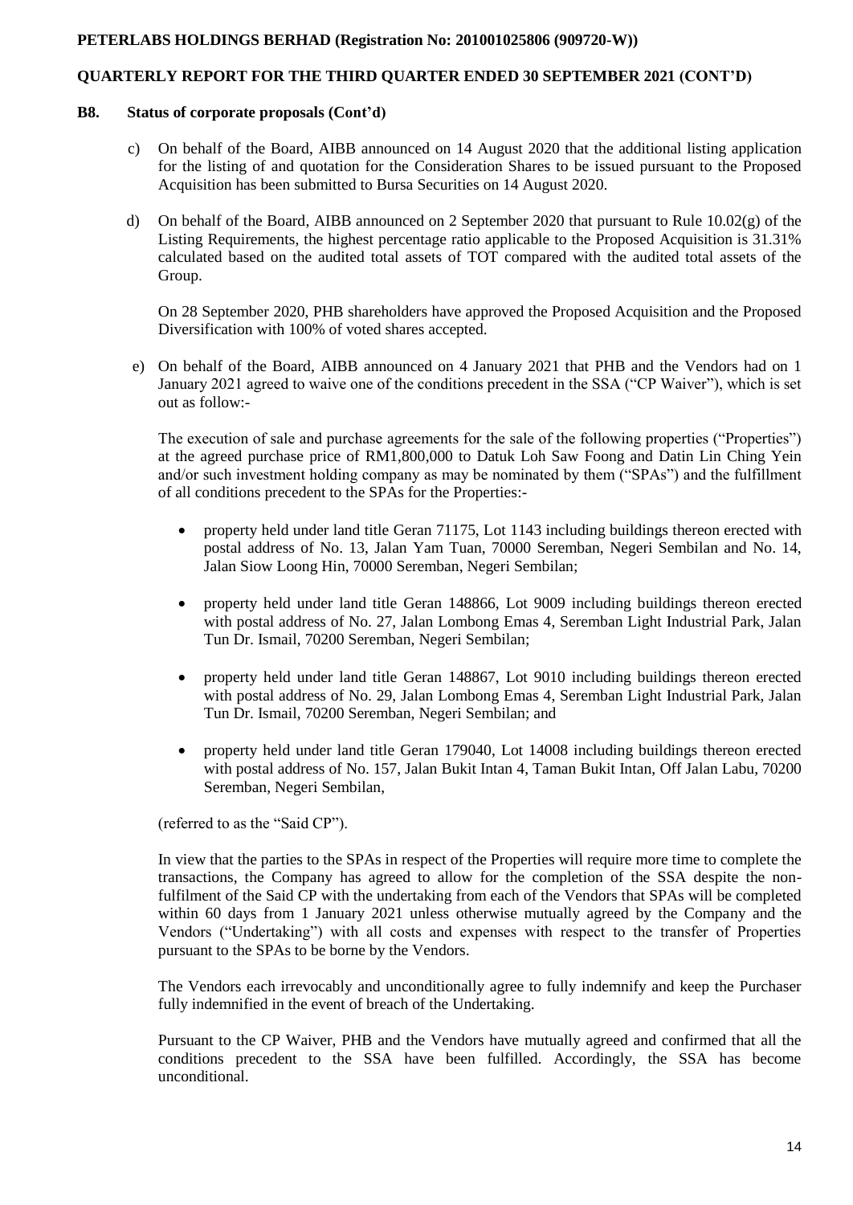## B8. Status of corporate proposals (Cont'd)

c) On behalf of the Board, AIBB announced on 14 August 2020 that the additional listing application for the listing of and quotation for the Consideration Shares to be issued pursuant to the Proposed Acquisition has been submitted to Bursa Securities on 14 August 2020.

d) On behalf of the Board, AIBB announced on 2 September 2020 that pursuant to Rule 10.02(g) of the Listing Requirements, the highest percentage ratio applicable to the Proposed Acquisition is 31.31% calculated based on the audited total assets of TOT compared with the audited total assets of the Group.

On 28 September 2020, PHB shareholders have approved the Proposed Acquisition and the Proposed Diversification with 100% of voted shares accepted.

e) On behalf of the Board, AIBB announced on 4 January 2021 that PHB and the Vendors had on 1 January 2021 agreed to waive one of the conditions precedent in the SSA ("CP Waiver"), which is set out as follow:-

The execution of sale and purchase agreements for the sale of the following properties ("Properties") at the agreed purchase price of RM1,800,000 to Datuk Loh Saw Foong and Datin Lin Ching Yein and/or such investment holding company as may be nominated by them ("SPAs") and the fulfillment of all conditions precedent to the SPAs for the Properties:-

- property held under land title Geran 71175, Lot 1143 including buildings thereon erected with postal address of No. 13, Jalan Yam Tuan, 70000 Seremban, Negeri Sembilan and No. 14, Jalan Siow Loong Hin, 70000 Seremban, Negeri Sembilan;
- property held under land title Geran 148866, Lot 9009 including buildings thereon erected with postal address of No. 27, Jalan Lombong Emas 4, Seremban Light Industrial Park, Jalan Tun Dr. Ismail, 70200 Seremban, Negeri Sembilan;
- property held under land title Geran 148867, Lot 9010 including buildings thereon erected with postal address of No. 29, Jalan Lombong Emas 4, Seremban Light Industrial Park, Jalan Tun Dr. Ismail, 70200 Seremban, Negeri Sembilan; and
- property held under land title Geran 179040, Lot 14008 including buildings thereon erected with postal address of No. 157, Jalan Bukit Intan 4, Taman Bukit Intan, Off Jalan Labu, 70200 Seremban, Negeri Sembilan,

(referred to as the "Said CP").

In view that the parties to the SPAs in respect of the Properties will require more time to complete the transactions, the Company has agreed to allow for the completion of the SSA despite the non-fulfilment of the Said CP with the undertaking from each of the Vendors that SPAs will be completed within 60 days from 1 January 2021 unless otherwise mutually agreed by the Company and the Vendors ("Undertaking") with all costs and expenses with respect to the transfer of Properties pursuant to the SPAs to be borne by the Vendors.

The Vendors each irrevocably and unconditionally agree to fully indemnify and keep the Purchaser fully indemnified in the event of breach of the Undertaking.

Pursuant to the CP Waiver, PHB and the Vendors have mutually agreed and confirmed that all the conditions precedent to the SSA have been fulfilled. Accordingly, the SSA has become unconditional.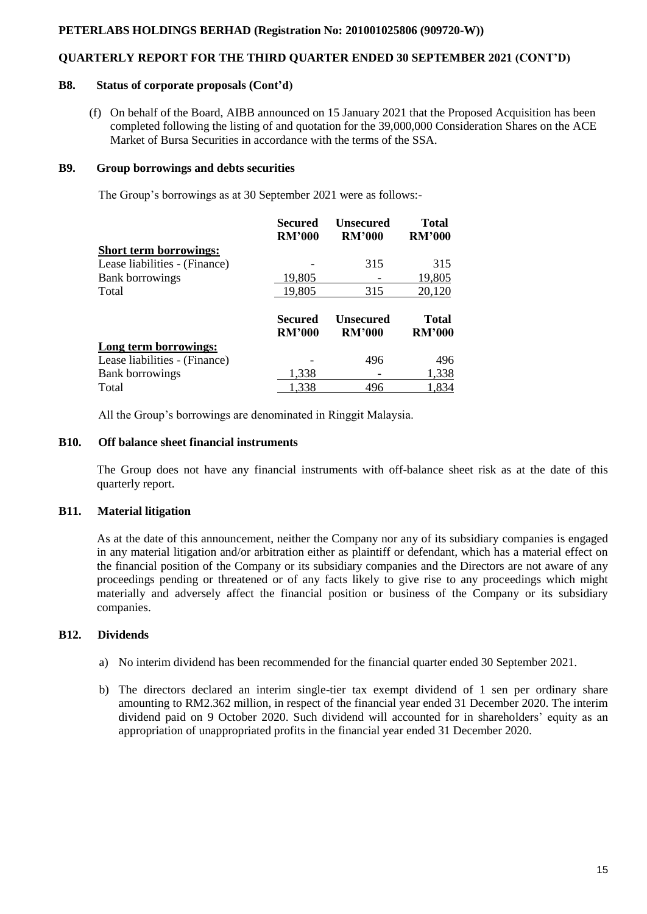## B8. Status of corporate proposals (Cont'd)

(f) On behalf of the Board, AIBB announced on 15 January 2021 that the Proposed Acquisition has been completed following the listing of and quotation for the 39,000,000 Consideration Shares on the ACE Market of Bursa Securities in accordance with the terms of the SSA.

## B9. Group borrowings and debts securities

The Group's borrowings as at 30 September 2021 were as follows:-

| | Secured RM'000 | Unsecured RM'000 | Total RM'000 |
|---|---|---|---|
| **Short term borrowings:** | | | |
| Lease liabilities - (Finance) | - | 315 | 315 |
| Bank borrowings | 19,805 | - | 19,805 |
| Total | 19,805 | 315 | 20,120 |

| | Secured RM'000 | Unsecured RM'000 | Total RM'000 |
|---|---|---|---|
| **Long term borrowings:** | | | |
| Lease liabilities - (Finance) | - | 496 | 496 |
| Bank borrowings | 1,338 | - | 1,338 |
| Total | 1,338 | 496 | 1,834 |

All the Group's borrowings are denominated in Ringgit Malaysia.

## B10. Off balance sheet financial instruments

The Group does not have any financial instruments with off-balance sheet risk as at the date of this quarterly report.

## B11. Material litigation

As at the date of this announcement, neither the Company nor any of its subsidiary companies is engaged in any material litigation and/or arbitration either as plaintiff or defendant, which has a material effect on the financial position of the Company or its subsidiary companies and the Directors are not aware of any proceedings pending or threatened or of any facts likely to give rise to any proceedings which might materially and adversely affect the financial position or business of the Company or its subsidiary companies.

## B12. Dividends

a) No interim dividend has been recommended for the financial quarter ended 30 September 2021.

b) The directors declared an interim single-tier tax exempt dividend of 1 sen per ordinary share amounting to RM2.362 million, in respect of the financial year ended 31 December 2020. The interim dividend paid on 9 October 2020. Such dividend will accounted for in shareholders' equity as an appropriation of unappropriated profits in the financial year ended 31 December 2020.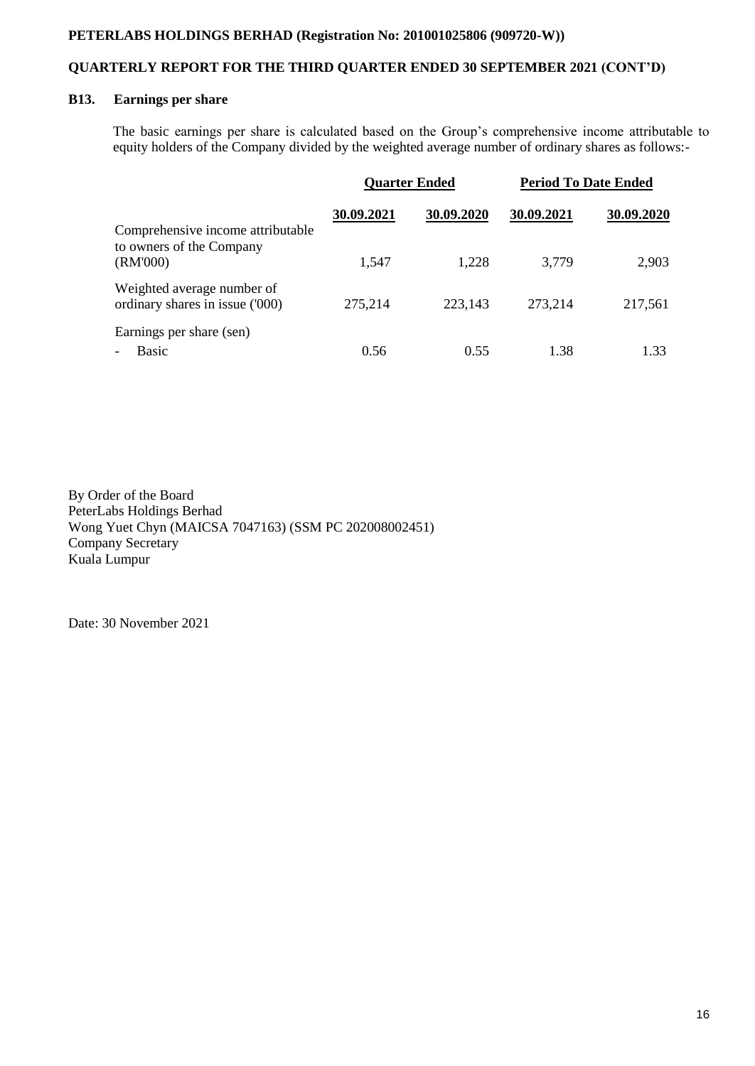**B13. Earnings per share**

The basic earnings per share is calculated based on the Group's comprehensive income attributable to equity holders of the Company divided by the weighted average number of ordinary shares as follows:-

| | Quarter Ended | | Period To Date Ended | |
|---|---|---|---|---|
| | 30.09.2021 | 30.09.2020 | 30.09.2021 | 30.09.2020 |
| Comprehensive income attributable to owners of the Company (RM'000) | 1,547 | 1,228 | 3,779 | 2,903 |
| Weighted average number of ordinary shares in issue ('000) | 275,214 | 223,143 | 273,214 | 217,561 |
| Earnings per share (sen) | | | | |
| - Basic | 0.56 | 0.55 | 1.38 | 1.33 |

By Order of the Board
PeterLabs Holdings Berhad
Wong Yuet Chyn (MAICSA 7047163) (SSM PC 202008002451)
Company Secretary
Kuala Lumpur

Date: 30 November 2021